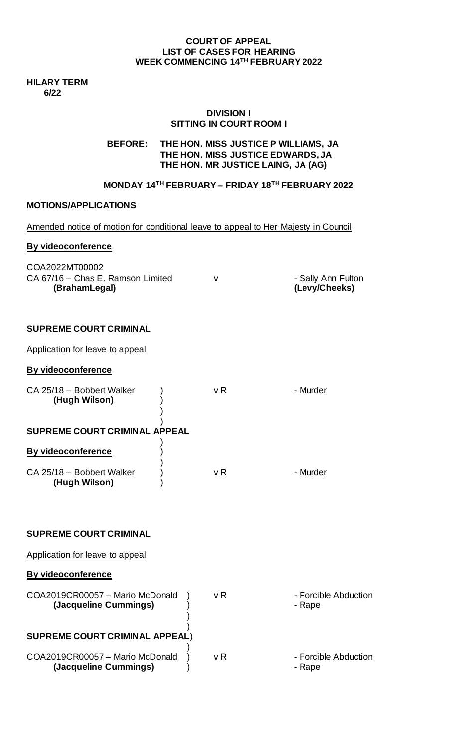**COURT OF APPEAL**
**LIST OF CASES FOR HEARING**
**WEEK COMMENCING 14TH FEBRUARY 2022**

**HILARY TERM**
**6/22**

**DIVISION I**
**SITTING IN COURT ROOM I**

**BEFORE: THE HON. MISS JUSTICE P WILLIAMS, JA**
**THE HON. MISS JUSTICE EDWARDS, JA**
**THE HON. MR JUSTICE LAING, JA (AG)**

**MONDAY 14TH FEBRUARY – FRIDAY 18TH FEBRUARY 2022**

**MOTIONS/APPLICATIONS**

Amended notice of motion for conditional leave to appeal to Her Majesty in Council

**By videoconference**

| | | |
|---|---|---|
| COA2022MT00002<br>CA 67/16 – Chas E. Ramson Limited<br>**(BrahamLegal)** | v | - Sally Ann Fulton<br>**(Levy/Cheeks)** |

**SUPREME COURT CRIMINAL**

Application for leave to appeal

**By videoconference**

| | | |
|---|---|---|
| CA 25/18 – Bobbert Walker<br>**(Hugh Wilson)** | v R | - Murder |

**SUPREME COURT CRIMINAL APPEAL**

**By videoconference**

| | | |
|---|---|---|
| CA 25/18 – Bobbert Walker<br>**(Hugh Wilson)** | v R | - Murder |

**SUPREME COURT CRIMINAL**

Application for leave to appeal

**By videoconference**

| | | |
|---|---|---|
| COA2019CR00057 – Mario McDonald<br>**(Jacqueline Cummings)** | v R | - Forcible Abduction<br>- Rape |

**SUPREME COURT CRIMINAL APPEAL**

| | | |
|---|---|---|
| COA2019CR00057 – Mario McDonald<br>**(Jacqueline Cummings)** | v R | - Forcible Abduction<br>- Rape |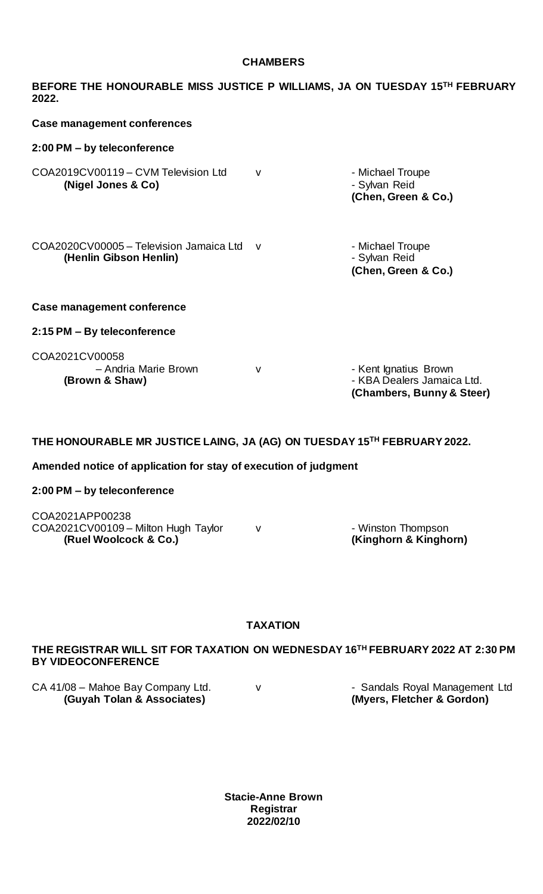## CHAMBERS

**BEFORE THE HONOURABLE MISS JUSTICE P WILLIAMS, JA ON TUESDAY 15TH FEBRUARY 2022.**

**Case management conferences**

**2:00 PM – by teleconference**

| | | |
|---|---|---|
| COA2019CV00119 – CVM Television Ltd **(Nigel Jones & Co)** | v | - Michael Troupe<br>- Sylvan Reid<br>**(Chen, Green & Co.)** |
| COA2020CV00005 – Television Jamaica Ltd **(Henlin Gibson Henlin)** | v | - Michael Troupe<br>- Sylvan Reid<br>**(Chen, Green & Co.)** |

**Case management conference**

**2:15 PM – By teleconference**

| | | |
|---|---|---|
| COA2021CV00058 – Andria Marie Brown **(Brown & Shaw)** | v | - Kent Ignatius Brown<br>- KBA Dealers Jamaica Ltd.<br>**(Chambers, Bunny & Steer)** |

**THE HONOURABLE MR JUSTICE LAING, JA (AG) ON TUESDAY 15TH FEBRUARY 2022.**

**Amended notice of application for stay of execution of judgment**

**2:00 PM – by teleconference**

| | | |
|---|---|---|
| COA2021APP00238<br>COA2021CV00109 – Milton Hugh Taylor **(Ruel Woolcock & Co.)** | v | - Winston Thompson **(Kinghorn & Kinghorn)** |

## TAXATION

**THE REGISTRAR WILL SIT FOR TAXATION ON WEDNESDAY 16TH FEBRUARY 2022 AT 2:30 PM BY VIDEOCONFERENCE**

| | | |
|---|---|---|
| CA 41/08 – Mahoe Bay Company Ltd. **(Guyah Tolan & Associates)** | v | - Sandals Royal Management Ltd **(Myers, Fletcher & Gordon)** |

**Stacie-Anne Brown**
**Registrar**
**2022/02/10**